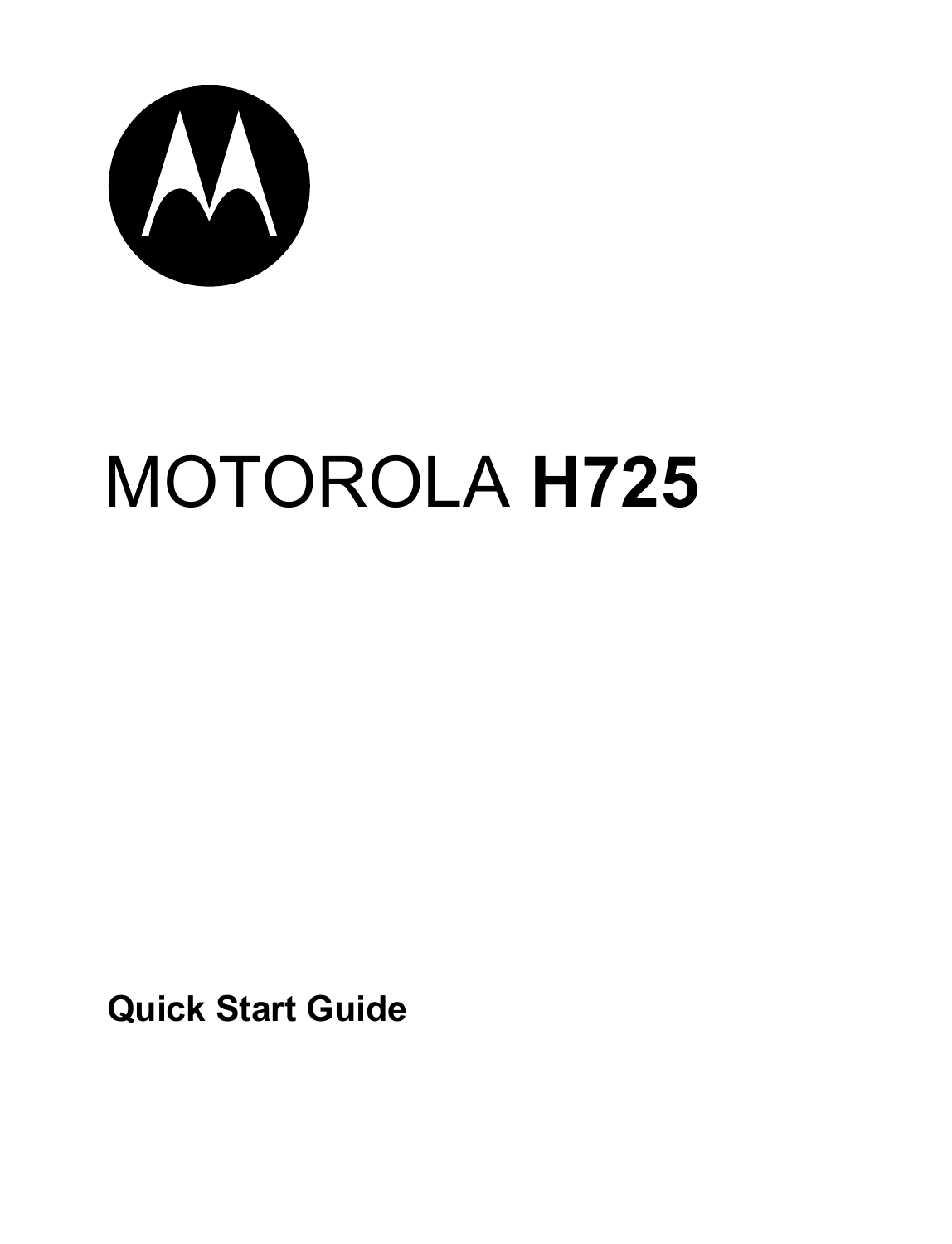# MOTOROLA **H725**

**Quick Start Guide**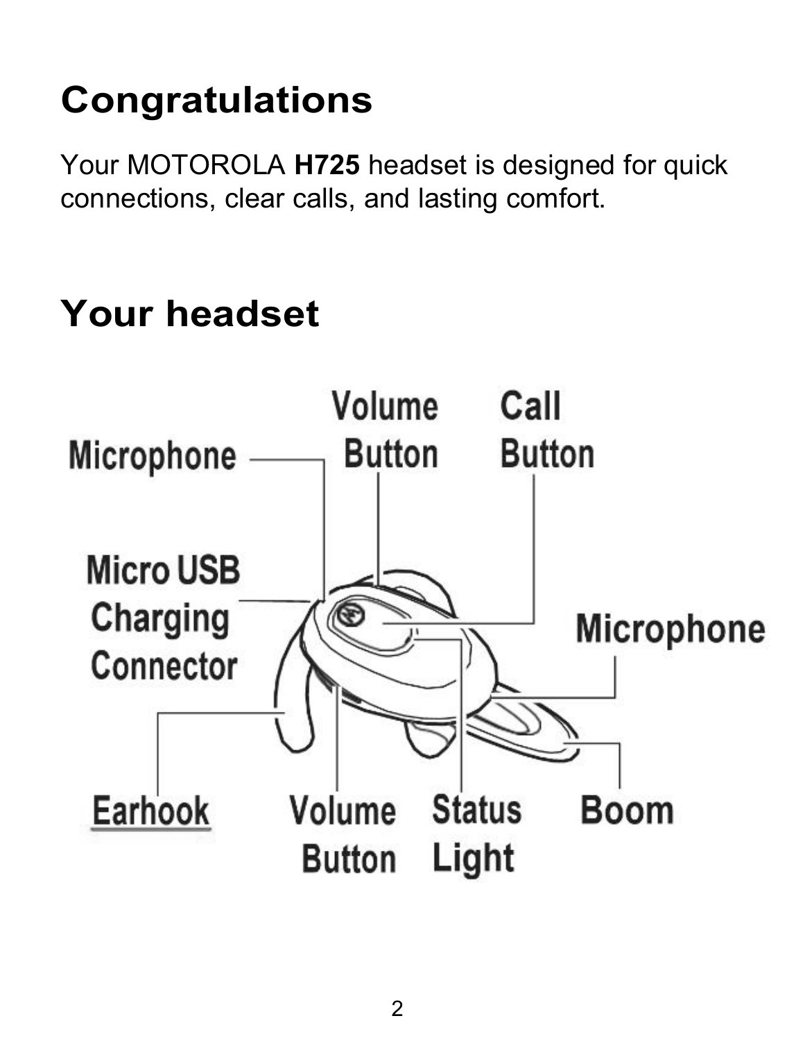# Congratulations

Your MOTOROLA **H725** headset is designed for quick connections, clear calls, and lasting comfort.

# Your headset

Microphone

Volume Button

Call Button

Micro USB Charging Connector

Microphone

Earhook

Volume Button

Status Light

Boom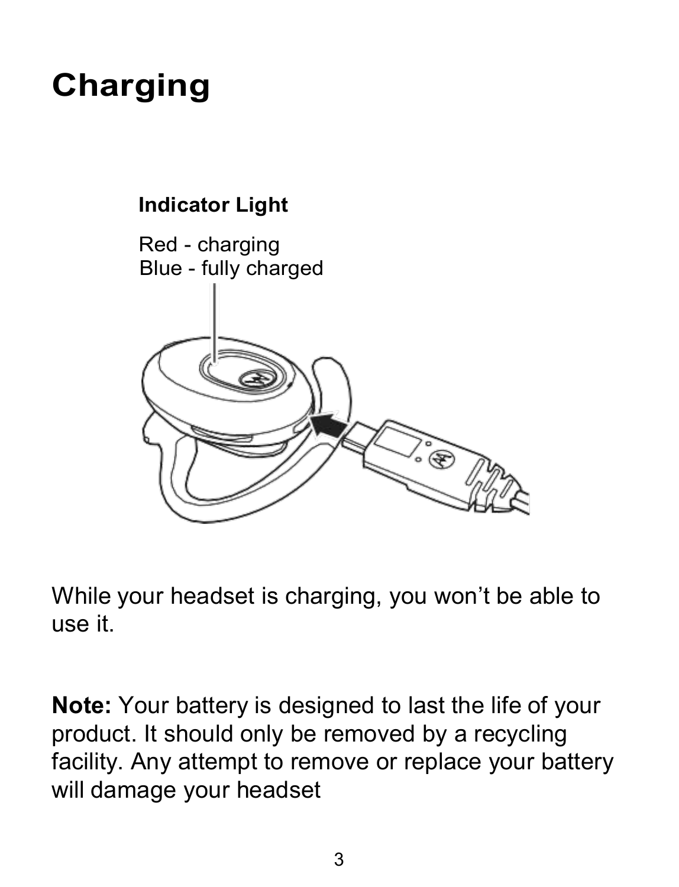# Charging

**Indicator Light**

Red - charging
Blue - fully charged

While your headset is charging, you won't be able to use it.

**Note:** Your battery is designed to last the life of your product. It should only be removed by a recycling facility. Any attempt to remove or replace your battery will damage your headset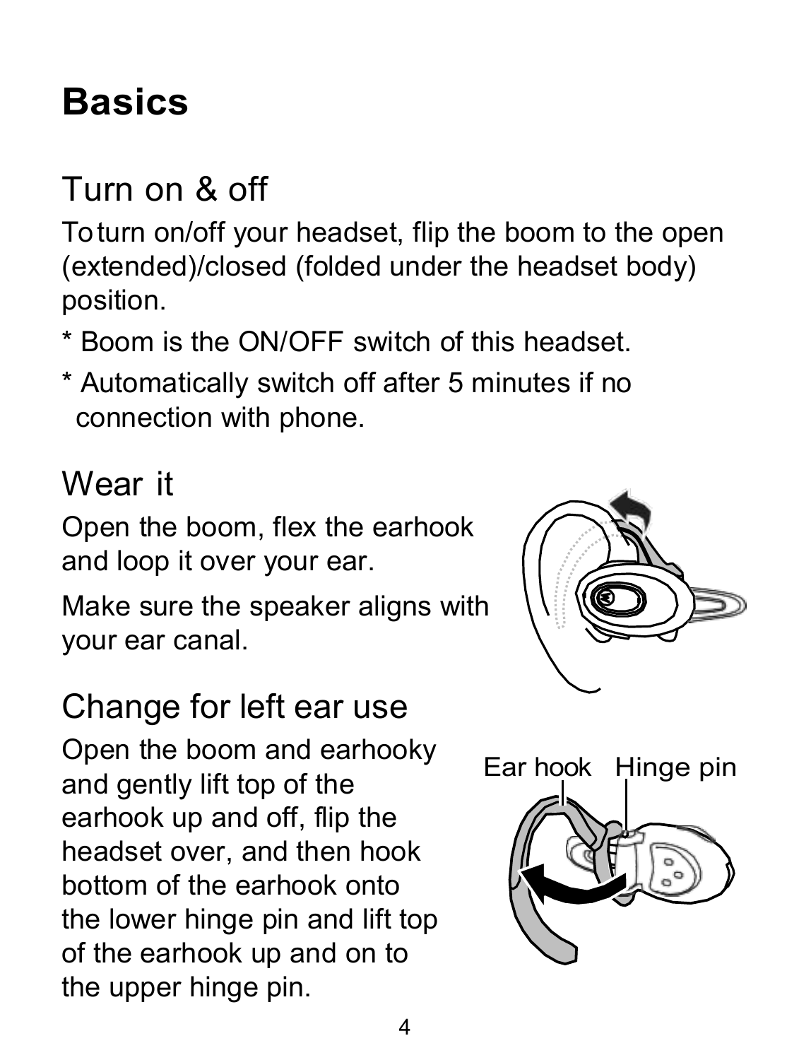# Basics

## Turn on & off

To turn on/off your headset, flip the boom to the open (extended)/closed (folded under the headset body) position.

* Boom is the ON/OFF switch of this headset.
* Automatically switch off after 5 minutes if no connection with phone.

## Wear it

Open the boom, flex the earhook and loop it over your ear.

Make sure the speaker aligns with your ear canal.

## Change for left ear use

Open the boom and earhooky and gently lift top of the earhook up and off, flip the headset over, and then hook bottom of the earhook onto the lower hinge pin and lift top of the earhook up and on to the upper hinge pin.

Ear hook Hinge pin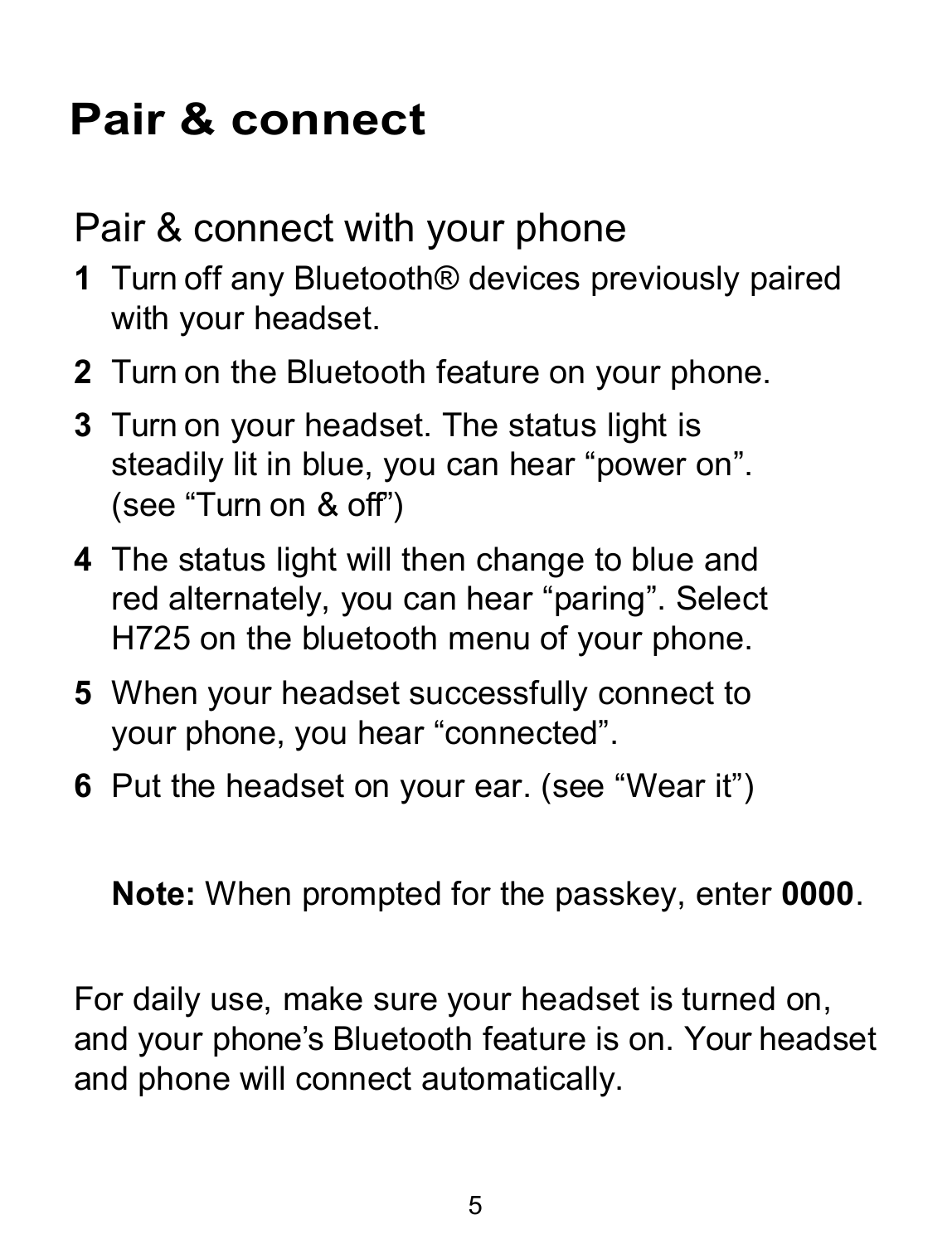# Pair & connect

## Pair & connect with your phone

1. Turn off any Bluetooth® devices previously paired with your headset.
2. Turn on the Bluetooth feature on your phone.
3. Turn on your headset. The status light is steadily lit in blue, you can hear “power on”. (see “Turn on & off”)
4. The status light will then change to blue and red alternately, you can hear “paring”. Select H725 on the bluetooth menu of your phone.
5. When your headset successfully connect to your phone, you hear “connected”.
6. Put the headset on your ear. (see “Wear it”)

**Note:** When prompted for the passkey, enter **0000**.

For daily use, make sure your headset is turned on, and your phone’s Bluetooth feature is on. Your headset and phone will connect automatically.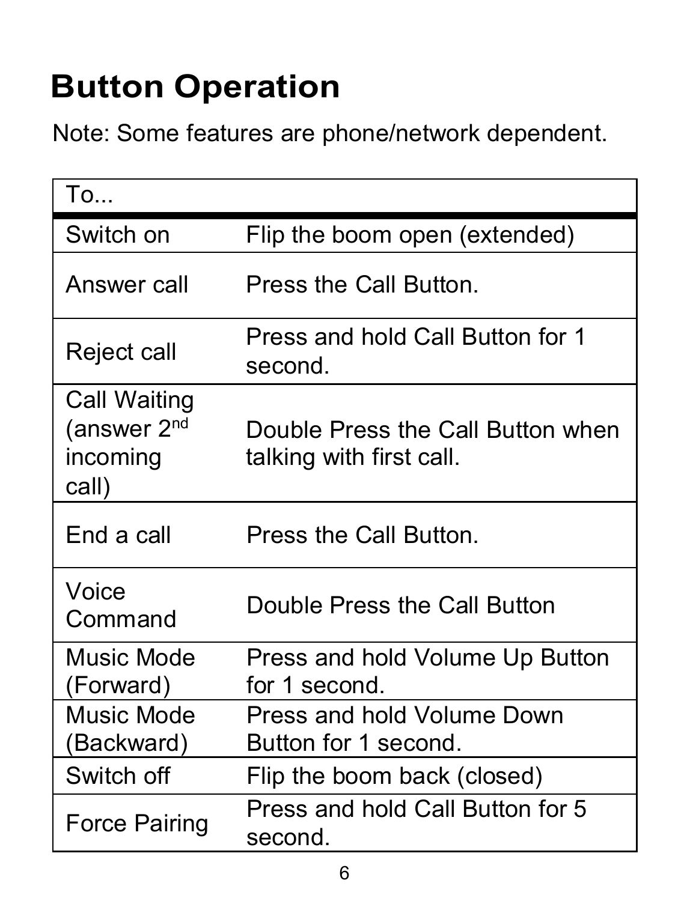# Button Operation

Note: Some features are phone/network dependent.

| To... | |
|---|---|
| Switch on | Flip the boom open (extended) |
| Answer call | Press the Call Button. |
| Reject call | Press and hold Call Button for 1 second. |
| Call Waiting (answer 2nd incoming call) | Double Press the Call Button when talking with first call. |
| End a call | Press the Call Button. |
| Voice Command | Double Press the Call Button |
| Music Mode (Forward) | Press and hold Volume Up Button for 1 second. |
| Music Mode (Backward) | Press and hold Volume Down Button for 1 second. |
| Switch off | Flip the boom back (closed) |
| Force Pairing | Press and hold Call Button for 5 second. |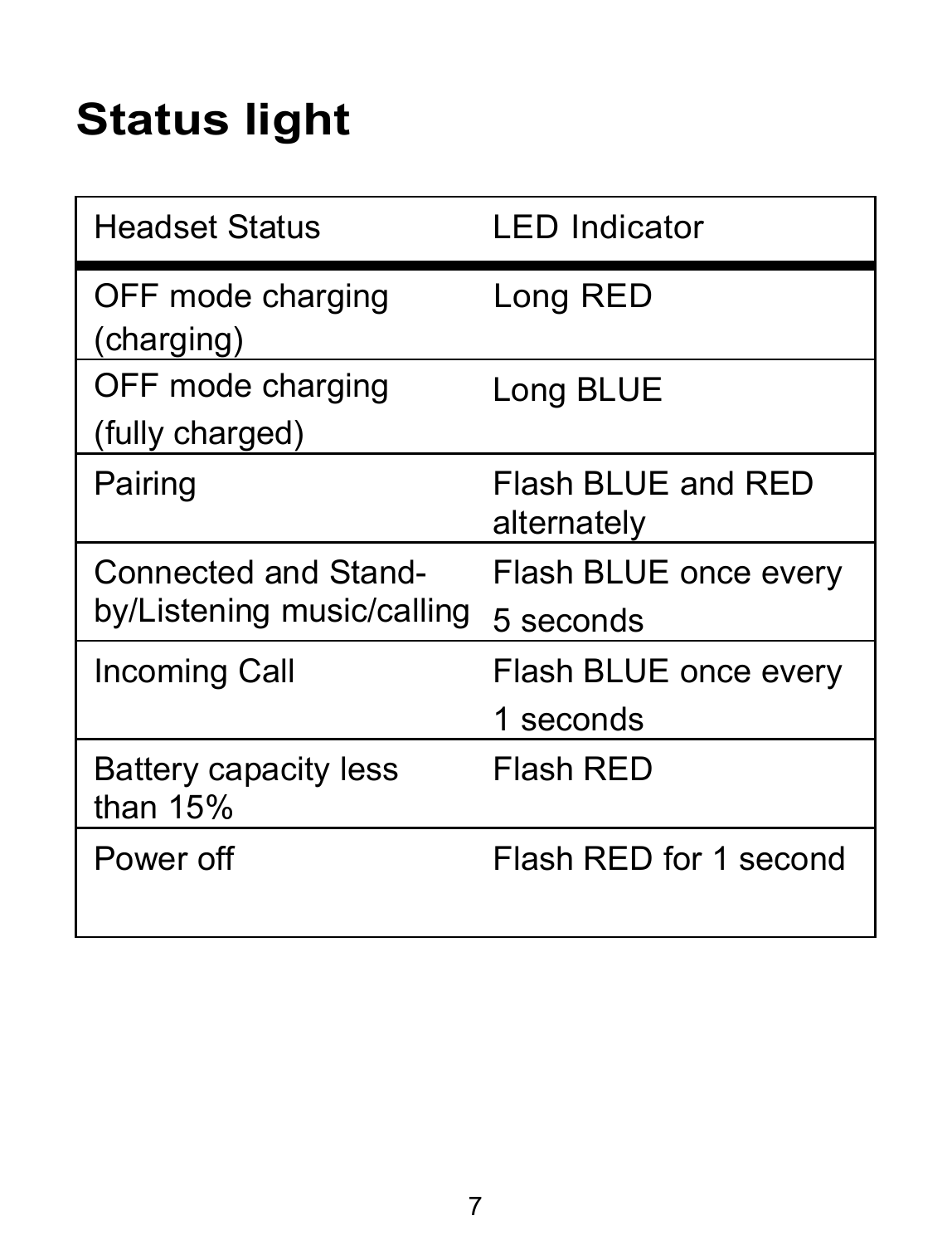# Status light

| Headset Status | LED Indicator |
|---|---|
| OFF mode charging (charging) | Long RED |
| OFF mode charging (fully charged) | Long BLUE |
| Pairing | Flash BLUE and RED alternately |
| Connected and Stand-by/Listening music/calling | Flash BLUE once every 5 seconds |
| Incoming Call | Flash BLUE once every 1 seconds |
| Battery capacity less than 15% | Flash RED |
| Power off | Flash RED for 1 second |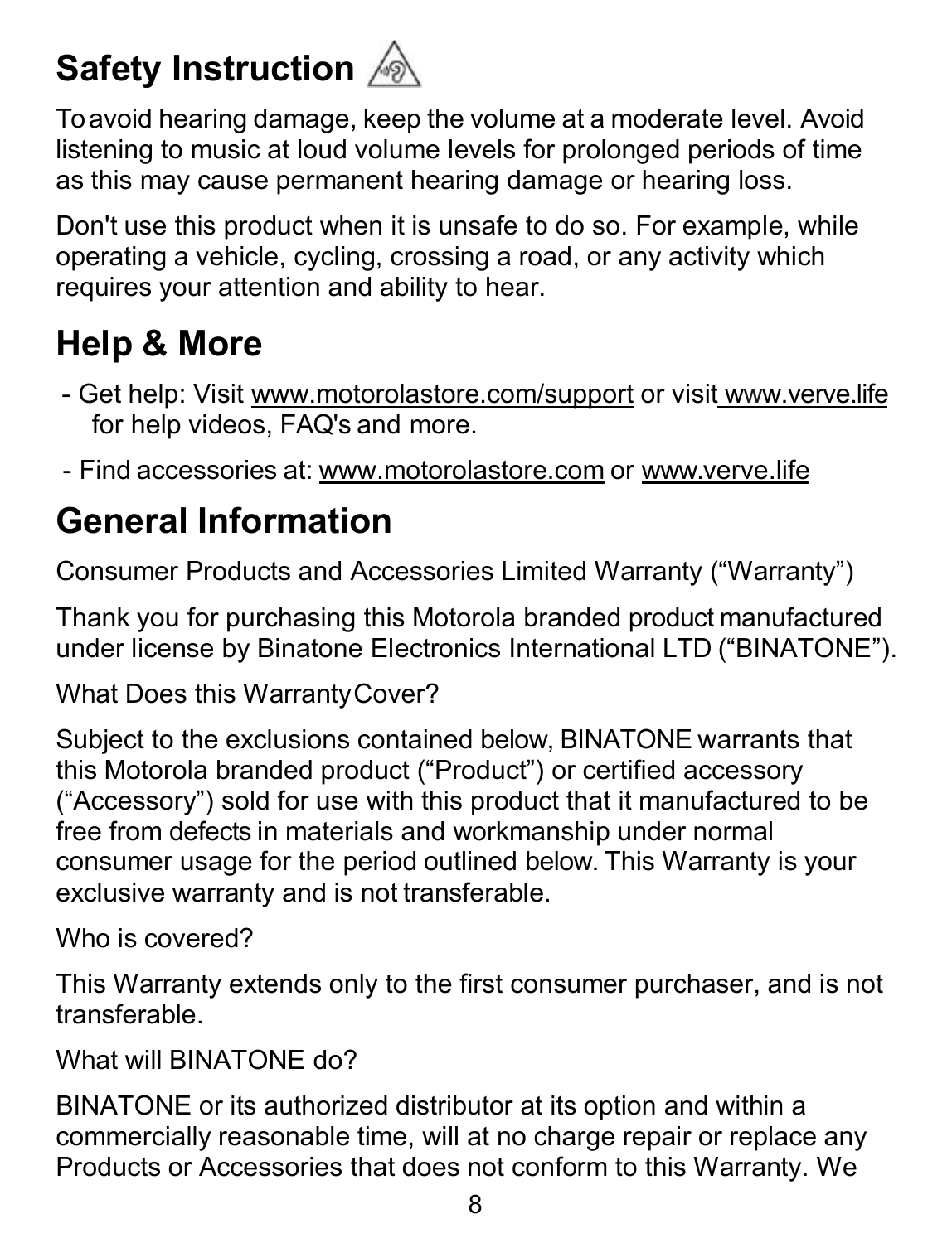# Safety Instruction

To avoid hearing damage, keep the volume at a moderate level. Avoid listening to music at loud volume levels for prolonged periods of time as this may cause permanent hearing damage or hearing loss.

Don't use this product when it is unsafe to do so. For example, while operating a vehicle, cycling, crossing a road, or any activity which requires your attention and ability to hear.

# Help & More

- Get help: Visit www.motorolastore.com/support or visit www.verve.life for help videos, FAQ's and more.
- Find accessories at: www.motorolastore.com or www.verve.life

# General Information

Consumer Products and Accessories Limited Warranty ("Warranty")

Thank you for purchasing this Motorola branded product manufactured under license by Binatone Electronics International LTD ("BINATONE").

What Does this Warranty Cover?

Subject to the exclusions contained below, BINATONE warrants that this Motorola branded product ("Product") or certified accessory ("Accessory") sold for use with this product that it manufactured to be free from defects in materials and workmanship under normal consumer usage for the period outlined below. This Warranty is your exclusive warranty and is not transferable.

Who is covered?

This Warranty extends only to the first consumer purchaser, and is not transferable.

What will BINATONE do?

BINATONE or its authorized distributor at its option and within a commercially reasonable time, will at no charge repair or replace any Products or Accessories that does not conform to this Warranty. We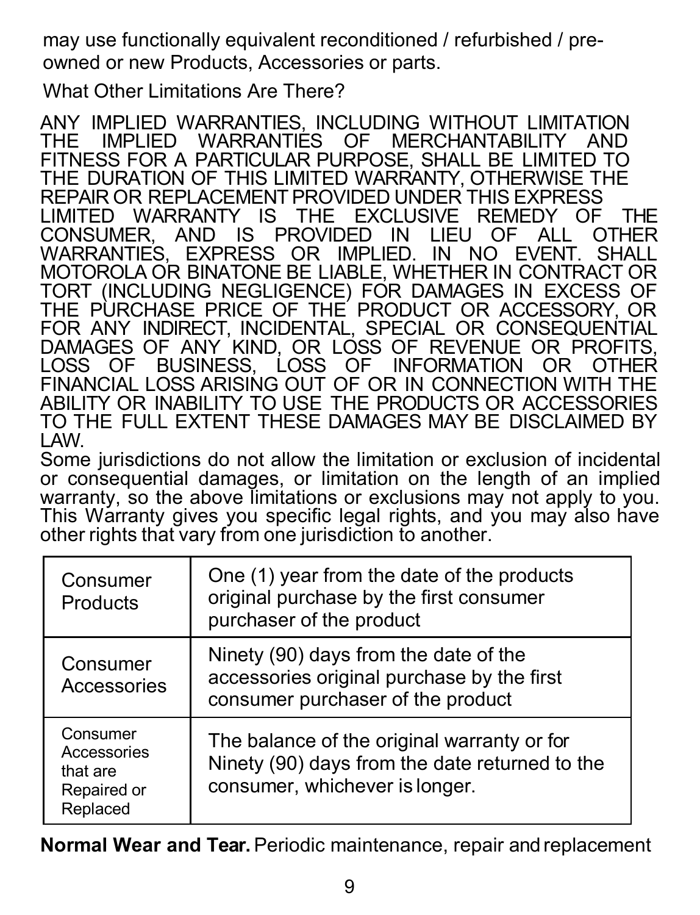may use functionally equivalent reconditioned / refurbished / pre-owned or new Products, Accessories or parts.

What Other Limitations Are There?

ANY IMPLIED WARRANTIES, INCLUDING WITHOUT LIMITATION THE IMPLIED WARRANTIES OF MERCHANTABILITY AND FITNESS FOR A PARTICULAR PURPOSE, SHALL BE LIMITED TO THE DURATION OF THIS LIMITED WARRANTY, OTHERWISE THE REPAIR OR REPLACEMENT PROVIDED UNDER THIS EXPRESS LIMITED WARRANTY IS THE EXCLUSIVE REMEDY OF THE CONSUMER, AND IS PROVIDED IN LIEU OF ALL OTHER WARRANTIES, EXPRESS OR IMPLIED. IN NO EVENT. SHALL MOTOROLA OR BINATONE BE LIABLE, WHETHER IN CONTRACT OR TORT (INCLUDING NEGLIGENCE) FOR DAMAGES IN EXCESS OF THE PURCHASE PRICE OF THE PRODUCT OR ACCESSORY, OR FOR ANY INDIRECT, INCIDENTAL, SPECIAL OR CONSEQUENTIAL DAMAGES OF ANY KIND, OR LOSS OF REVENUE OR PROFITS, LOSS OF BUSINESS, LOSS OF INFORMATION OR OTHER FINANCIAL LOSS ARISING OUT OF OR IN CONNECTION WITH THE ABILITY OR INABILITY TO USE THE PRODUCTS OR ACCESSORIES TO THE FULL EXTENT THESE DAMAGES MAY BE DISCLAIMED BY LAW.

Some jurisdictions do not allow the limitation or exclusion of incidental or consequential damages, or limitation on the length of an implied warranty, so the above limitations or exclusions may not apply to you. This Warranty gives you specific legal rights, and you may also have other rights that vary from one jurisdiction to another.

| | |
|---|---|
| Consumer Products | One (1) year from the date of the products original purchase by the first consumer purchaser of the product |
| Consumer Accessories | Ninety (90) days from the date of the accessories original purchase by the first consumer purchaser of the product |
| Consumer Accessories that are Repaired or Replaced | The balance of the original warranty or for Ninety (90) days from the date returned to the consumer, whichever is longer. |

**Normal Wear and Tear.** Periodic maintenance, repair and replacement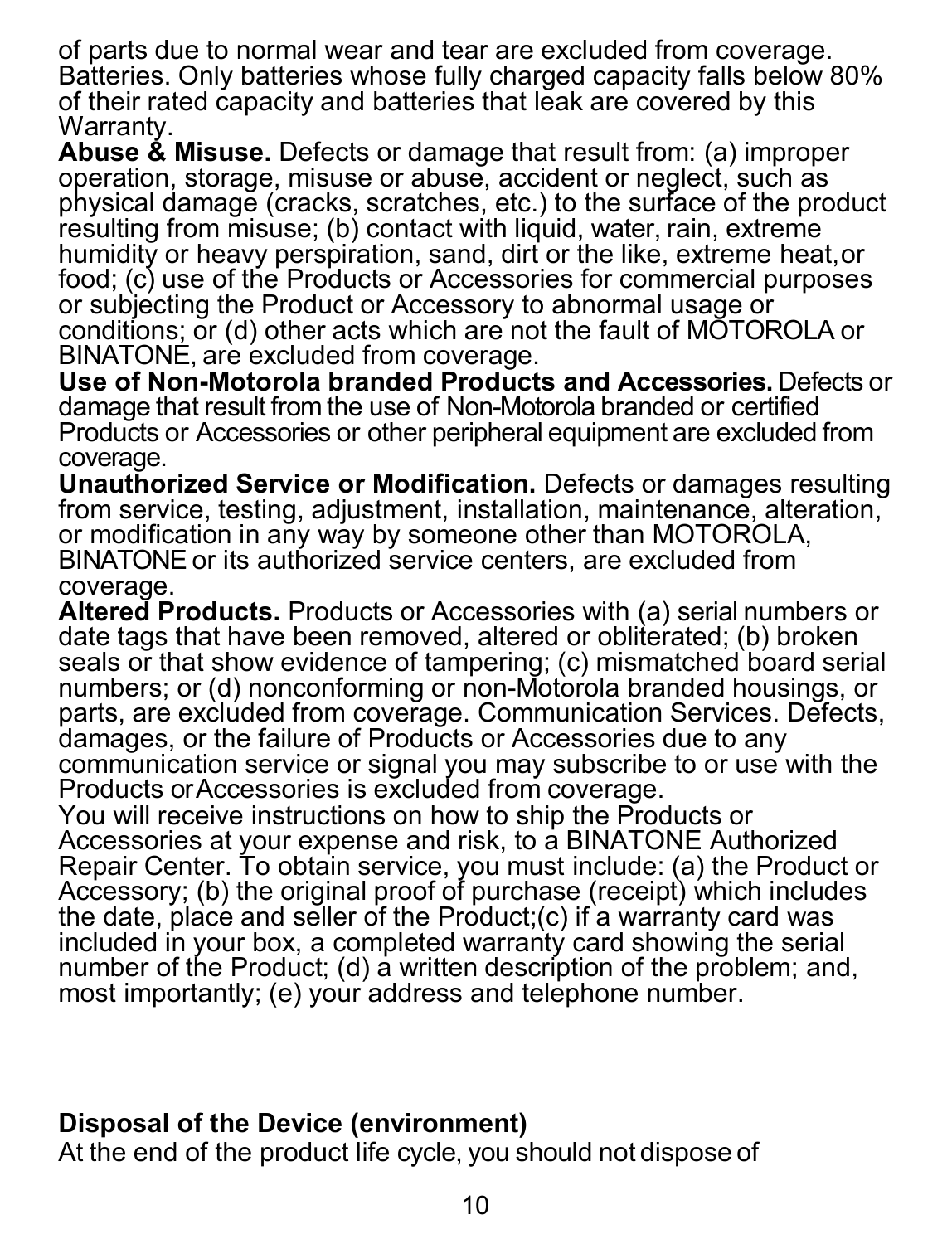of parts due to normal wear and tear are excluded from coverage. Batteries. Only batteries whose fully charged capacity falls below 80% of their rated capacity and batteries that leak are covered by this Warranty.

**Abuse & Misuse.** Defects or damage that result from: (a) improper operation, storage, misuse or abuse, accident or neglect, such as physical damage (cracks, scratches, etc.) to the surface of the product resulting from misuse; (b) contact with liquid, water, rain, extreme humidity or heavy perspiration, sand, dirt or the like, extreme heat,or food; (c) use of the Products or Accessories for commercial purposes or subjecting the Product or Accessory to abnormal usage or conditions; or (d) other acts which are not the fault of MOTOROLA or BINATONE, are excluded from coverage.

**Use of Non-Motorola branded Products and Accessories.** Defects or damage that result from the use of Non-Motorola branded or certified Products or Accessories or other peripheral equipment are excluded from coverage.

**Unauthorized Service or Modification.** Defects or damages resulting from service, testing, adjustment, installation, maintenance, alteration, or modification in any way by someone other than MOTOROLA, BINATONE or its authorized service centers, are excluded from coverage.

**Altered Products.** Products or Accessories with (a) serial numbers or date tags that have been removed, altered or obliterated; (b) broken seals or that show evidence of tampering; (c) mismatched board serial numbers; or (d) nonconforming or non-Motorola branded housings, or parts, are excluded from coverage. Communication Services. Defects, damages, or the failure of Products or Accessories due to any communication service or signal you may subscribe to or use with the Products or Accessories is excluded from coverage.

You will receive instructions on how to ship the Products or Accessories at your expense and risk, to a BINATONE Authorized Repair Center. To obtain service, you must include: (a) the Product or Accessory; (b) the original proof of purchase (receipt) which includes the date, place and seller of the Product;(c) if a warranty card was included in your box, a completed warranty card showing the serial number of the Product; (d) a written description of the problem; and, most importantly; (e) your address and telephone number.

**Disposal of the Device (environment)**

At the end of the product life cycle, you should not dispose of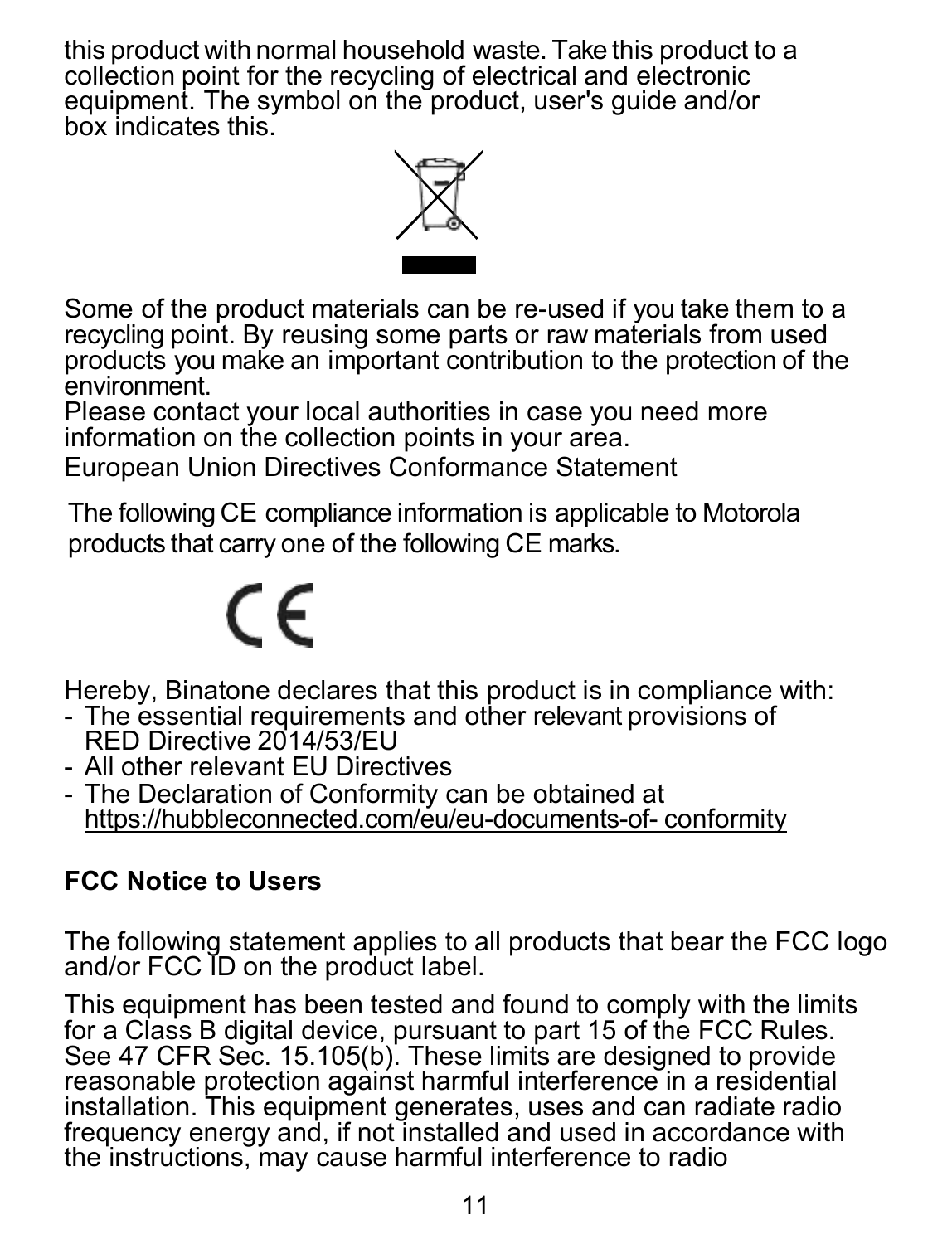this product with normal household waste. Take this product to a collection point for the recycling of electrical and electronic equipment. The symbol on the product, user's guide and/or box indicates this.

Some of the product materials can be re-used if you take them to a recycling point. By reusing some parts or raw materials from used products you make an important contribution to the protection of the environment.
Please contact your local authorities in case you need more information on the collection points in your area.

European Union Directives Conformance Statement

The following CE compliance information is applicable to Motorola products that carry one of the following CE marks.

Hereby, Binatone declares that this product is in compliance with:

- The essential requirements and other relevant provisions of RED Directive 2014/53/EU
- All other relevant EU Directives
- The Declaration of Conformity can be obtained at https://hubbleconnected.com/eu/eu-documents-of- conformity

**FCC Notice to Users**

The following statement applies to all products that bear the FCC logo and/or FCC ID on the product label.

This equipment has been tested and found to comply with the limits for a Class B digital device, pursuant to part 15 of the FCC Rules. See 47 CFR Sec. 15.105(b). These limits are designed to provide reasonable protection against harmful interference in a residential installation. This equipment generates, uses and can radiate radio frequency energy and, if not installed and used in accordance with the instructions, may cause harmful interference to radio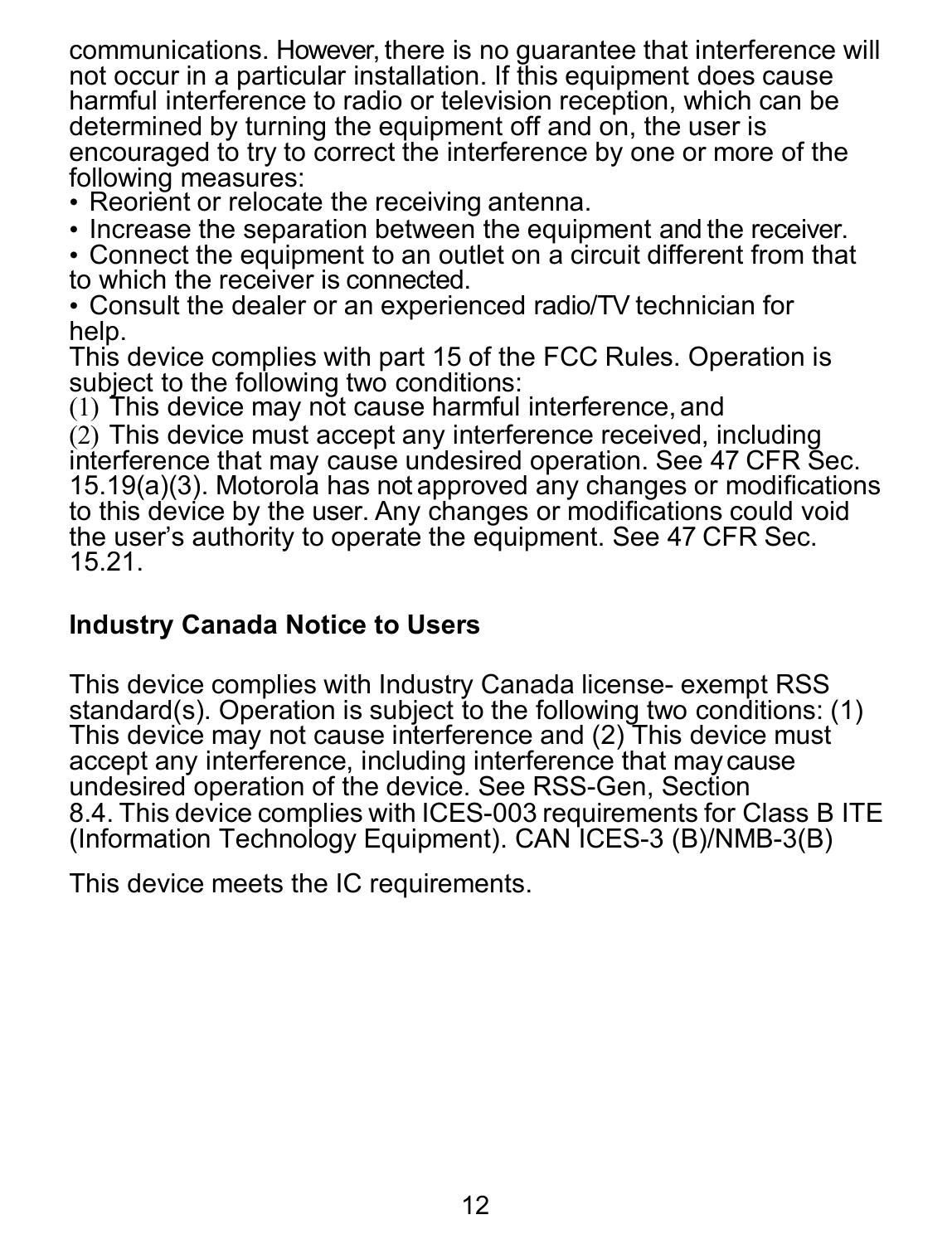communications. However, there is no guarantee that interference will not occur in a particular installation. If this equipment does cause harmful interference to radio or television reception, which can be determined by turning the equipment off and on, the user is encouraged to try to correct the interference by one or more of the following measures:

- Reorient or relocate the receiving antenna.
- Increase the separation between the equipment and the receiver.
- Connect the equipment to an outlet on a circuit different from that to which the receiver is connected.
- Consult the dealer or an experienced radio/TV technician for help.

This device complies with part 15 of the FCC Rules. Operation is subject to the following two conditions:
(1) This device may not cause harmful interference, and
(2) This device must accept any interference received, including interference that may cause undesired operation. See 47 CFR Sec. 15.19(a)(3). Motorola has not approved any changes or modifications to this device by the user. Any changes or modifications could void the user's authority to operate the equipment. See 47 CFR Sec. 15.21.

**Industry Canada Notice to Users**

This device complies with Industry Canada license- exempt RSS standard(s). Operation is subject to the following two conditions: (1) This device may not cause interference and (2) This device must accept any interference, including interference that may cause undesired operation of the device. See RSS-Gen, Section 8.4. This device complies with ICES-003 requirements for Class B ITE (Information Technology Equipment). CAN ICES-3 (B)/NMB-3(B)

This device meets the IC requirements.